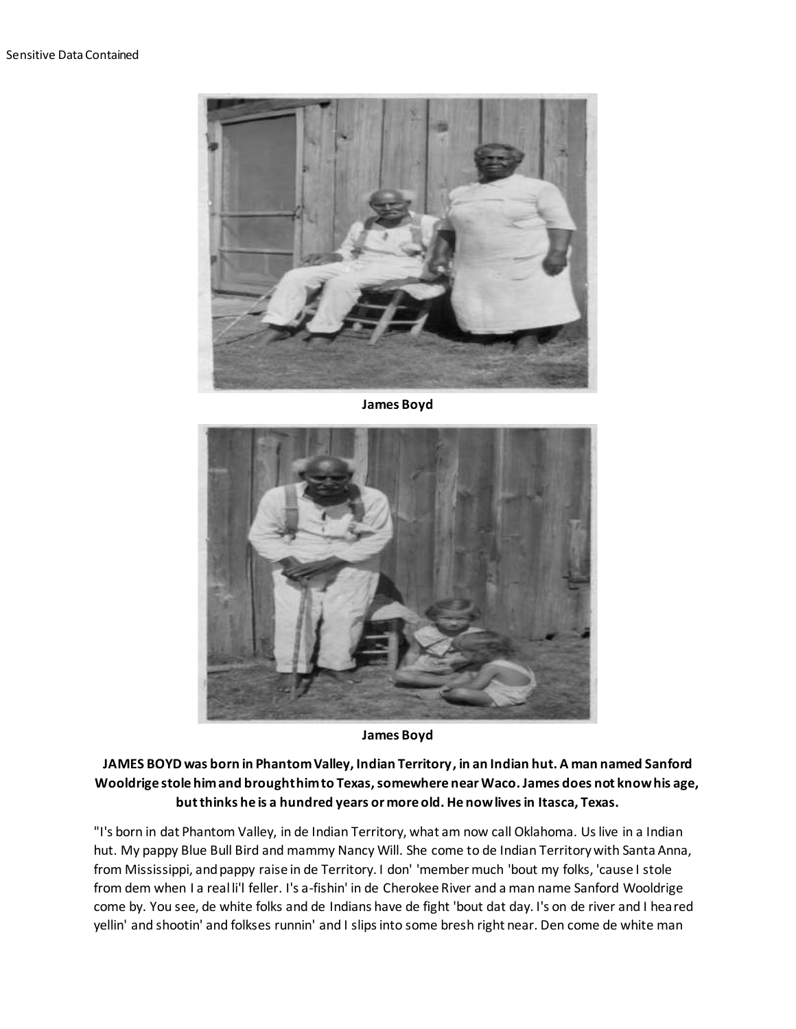Sensitive Data Contained

James Boyd

James Boyd

**JAMES BOYD was born in Phantom Valley, Indian Territory, in an Indian hut. A man named Sanford Wooldrige stole him and brought him to Texas, somewhere near Waco. James does not know his age, but thinks he is a hundred years or more old. He now lives in Itasca, Texas.**

"I's born in dat Phantom Valley, in de Indian Territory, what am now call Oklahoma. Us live in a Indian hut. My pappy Blue Bull Bird and mammy Nancy Will. She come to de Indian Territory with Santa Anna, from Mississippi, and pappy raise in de Territory. I don' 'member much 'bout my folks, 'cause I stole from dem when I a real li'l feller. I's a-fishin' in de Cherokee River and a man name Sanford Wooldrige come by. You see, de white folks and de Indians have de fight 'bout dat day. I's on de river and I heared yellin' and shootin' and folkses runnin' and I slips into some bresh right near. Den come de white man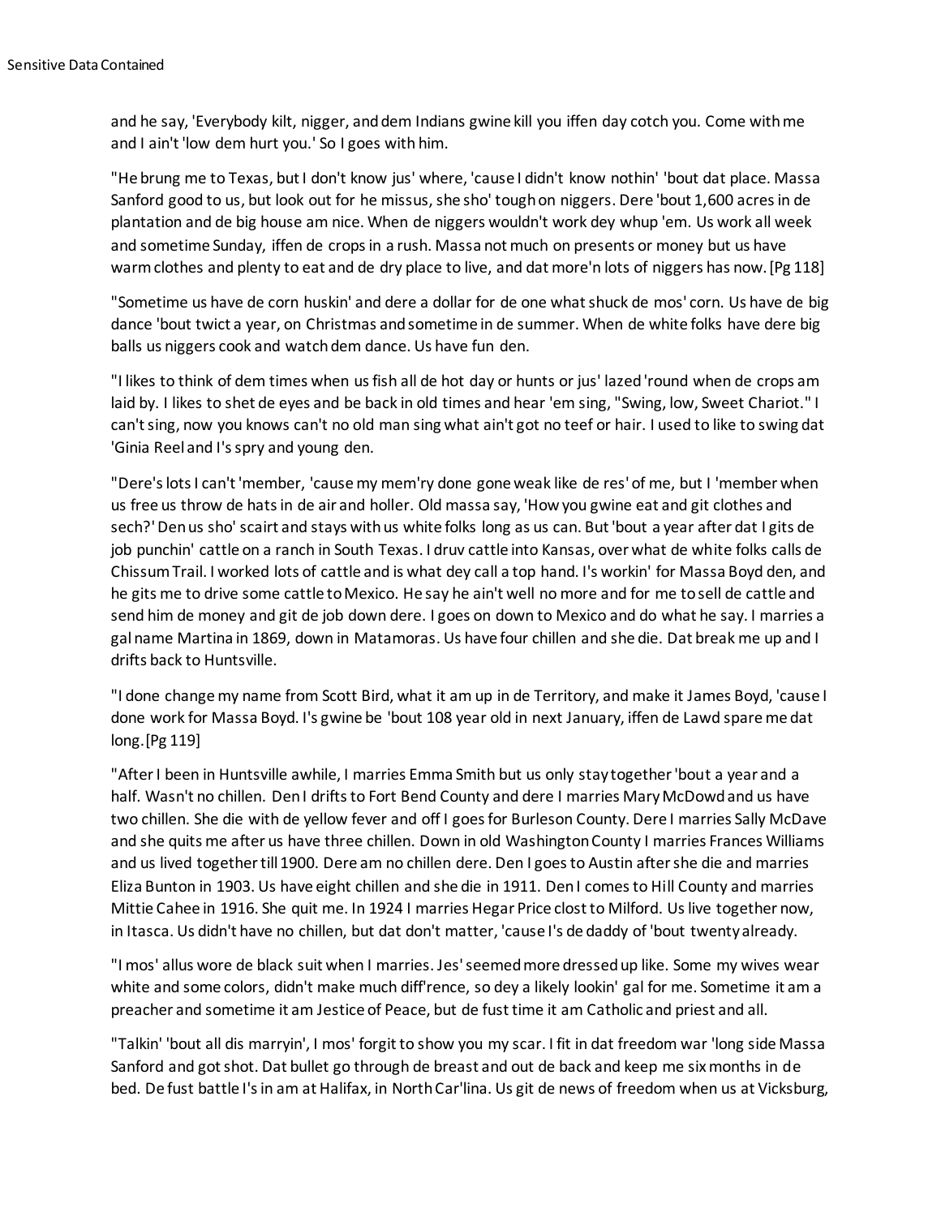and he say, 'Everybody kilt, nigger, and dem Indians gwine kill you iffen day cotch you. Come with me and I ain't 'low dem hurt you.' So I goes with him.

"He brung me to Texas, but I don't know jus' where, 'cause I didn't know nothin' 'bout dat place. Massa Sanford good to us, but look out for he missus, she sho' tough on niggers. Dere 'bout 1,600 acres in de plantation and de big house am nice. When de niggers wouldn't work dey whup 'em. Us work all week and sometime Sunday, iffen de crops in a rush. Massa not much on presents or money but us have warm clothes and plenty to eat and de dry place to live, and dat more'n lots of niggers has now. [Pg 118]

"Sometime us have de corn huskin' and dere a dollar for de one what shuck de mos' corn. Us have de big dance 'bout twict a year, on Christmas and sometime in de summer. When de white folks have dere big balls us niggers cook and watch dem dance. Us have fun den.

"I likes to think of dem times when us fish all de hot day or hunts or jus' lazed 'round when de crops am laid by. I likes to shet de eyes and be back in old times and hear 'em sing, "Swing, low, Sweet Chariot." I can't sing, now you knows can't no old man sing what ain't got no teef or hair. I used to like to swing dat 'Ginia Reel and I's spry and young den.

"Dere's lots I can't 'member, 'cause my mem'ry done gone weak like de res' of me, but I 'member when us free us throw de hats in de air and holler. Old massa say, 'How you gwine eat and git clothes and sech?' Den us sho' scairt and stays with us white folks long as us can. But 'bout a year after dat I gits de job punchin' cattle on a ranch in South Texas. I druv cattle into Kansas, over what de white folks calls de Chissum Trail. I worked lots of cattle and is what dey call a top hand. I's workin' for Massa Boyd den, and he gits me to drive some cattle to Mexico. He say he ain't well no more and for me to sell de cattle and send him de money and git de job down dere. I goes on down to Mexico and do what he say. I marries a gal name Martina in 1869, down in Matamoras. Us have four chillen and she die. Dat break me up and I drifts back to Huntsville.

"I done change my name from Scott Bird, what it am up in de Territory, and make it James Boyd, 'cause I done work for Massa Boyd. I's gwine be 'bout 108 year old in next January, iffen de Lawd spare me dat long. [Pg 119]

"After I been in Huntsville awhile, I marries Emma Smith but us only stay together 'bout a year and a half. Wasn't no chillen. Den I drifts to Fort Bend County and dere I marries Mary McDowd and us have two chillen. She die with de yellow fever and off I goes for Burleson County. Dere I marries Sally McDave and she quits me after us have three chillen. Down in old Washington County I marries Frances Williams and us lived together till 1900. Dere am no chillen dere. Den I goes to Austin after she die and marries Eliza Bunton in 1903. Us have eight chillen and she die in 1911. Den I comes to Hill County and marries Mittie Cahee in 1916. She quit me. In 1924 I marries Hegar Price clost to Milford. Us live together now, in Itasca. Us didn't have no chillen, but dat don't matter, 'cause I's de daddy of 'bout twenty already.

"I mos' allus wore de black suit when I marries. Jes' seemed more dressed up like. Some my wives wear white and some colors, didn't make much diff'rence, so dey a likely lookin' gal for me. Sometime it am a preacher and sometime it am Jestice of Peace, but de fust time it am Catholic and priest and all.

"Talkin' 'bout all dis marryin', I mos' forgit to show you my scar. I fit in dat freedom war 'long side Massa Sanford and got shot. Dat bullet go through de breast and out de back and keep me six months in de bed. De fust battle I's in am at Halifax, in North Car'lina. Us git de news of freedom when us at Vicksburg,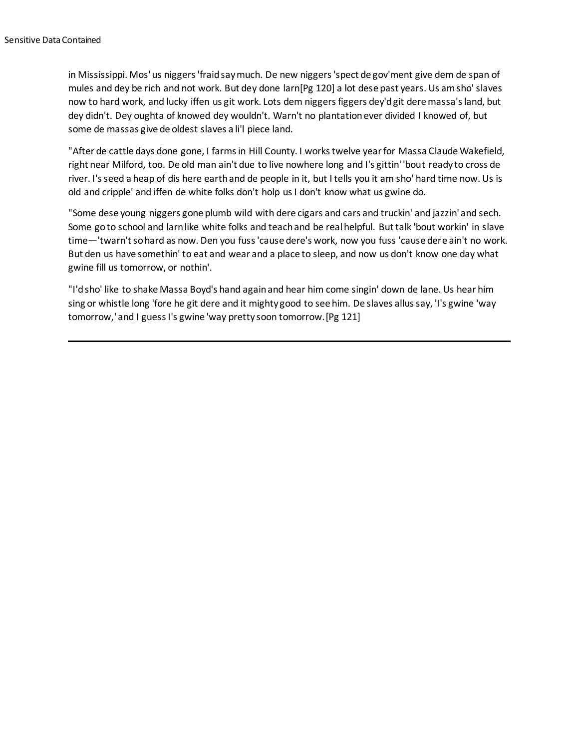in Mississippi. Mos' us niggers 'fraid say much. De new niggers 'spect de gov'ment give dem de span of mules and dey be rich and not work. But dey done larn[Pg 120] a lot dese past years. Us am sho' slaves now to hard work, and lucky iffen us git work. Lots dem niggers figgers dey'd git dere massa's land, but dey didn't. Dey oughta of knowed dey wouldn't. Warn't no plantation ever divided I knowed of, but some de massas give de oldest slaves a li'l piece land.

"After de cattle days done gone, I farms in Hill County. I works twelve year for Massa Claude Wakefield, right near Milford, too. De old man ain't due to live nowhere long and I's gittin' 'bout ready to cross de river. I's seed a heap of dis here earth and de people in it, but I tells you it am sho' hard time now. Us is old and cripple' and iffen de white folks don't holp us I don't know what us gwine do.

"Some dese young niggers gone plumb wild with dere cigars and cars and truckin' and jazzin' and sech. Some go to school and larn like white folks and teach and be real helpful. But talk 'bout workin' in slave time—'twarn't so hard as now. Den you fuss 'cause dere's work, now you fuss 'cause dere ain't no work. But den us have somethin' to eat and wear and a place to sleep, and now us don't know one day what gwine fill us tomorrow, or nothin'.

"I'd sho' like to shake Massa Boyd's hand again and hear him come singin' down de lane. Us hear him sing or whistle long 'fore he git dere and it mighty good to see him. De slaves allus say, 'I's gwine 'way tomorrow,' and I guess I's gwine 'way pretty soon tomorrow. [Pg 121]

---